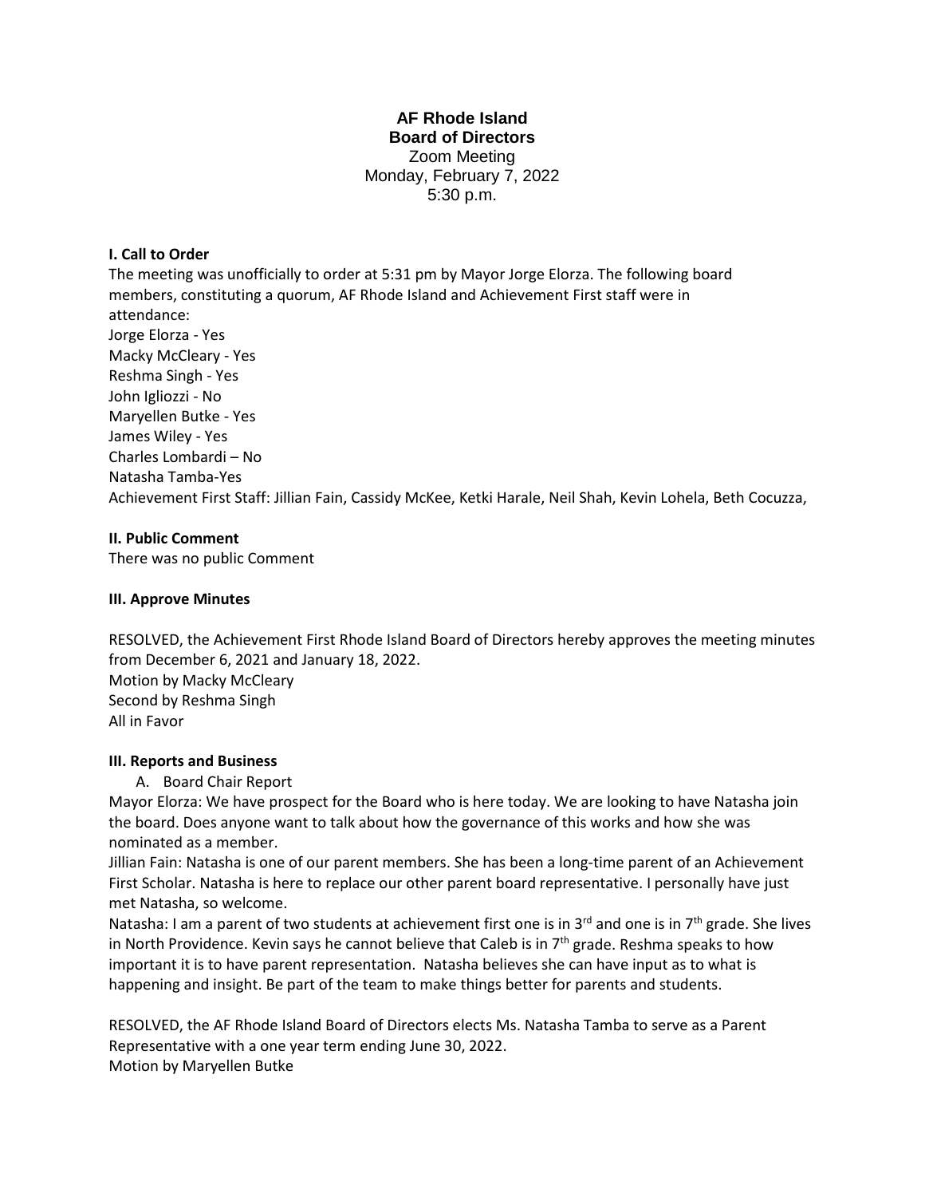**AF Rhode Island**
**Board of Directors**
Zoom Meeting
Monday, February 7, 2022
5:30 p.m.

**I. Call to Order**

The meeting was unofficially to order at 5:31 pm by Mayor Jorge Elorza. The following board members, constituting a quorum, AF Rhode Island and Achievement First staff were in attendance:
Jorge Elorza - Yes
Macky McCleary - Yes
Reshma Singh - Yes
John Igliozzi - No
Maryellen Butke - Yes
James Wiley - Yes
Charles Lombardi – No
Natasha Tamba-Yes
Achievement First Staff: Jillian Fain, Cassidy McKee, Ketki Harale, Neil Shah, Kevin Lohela, Beth Cocuzza,

**II. Public Comment**

There was no public Comment

**III. Approve Minutes**

RESOLVED, the Achievement First Rhode Island Board of Directors hereby approves the meeting minutes from December 6, 2021 and January 18, 2022.
Motion by Macky McCleary
Second by Reshma Singh
All in Favor

**III. Reports and Business**

A. Board Chair Report

Mayor Elorza: We have prospect for the Board who is here today. We are looking to have Natasha join the board. Does anyone want to talk about how the governance of this works and how she was nominated as a member.

Jillian Fain: Natasha is one of our parent members. She has been a long-time parent of an Achievement First Scholar. Natasha is here to replace our other parent board representative. I personally have just met Natasha, so welcome.

Natasha: I am a parent of two students at achievement first one is in 3rd and one is in 7th grade. She lives in North Providence. Kevin says he cannot believe that Caleb is in 7th grade. Reshma speaks to how important it is to have parent representation. Natasha believes she can have input as to what is happening and insight. Be part of the team to make things better for parents and students.

RESOLVED, the AF Rhode Island Board of Directors elects Ms. Natasha Tamba to serve as a Parent Representative with a one year term ending June 30, 2022.
Motion by Maryellen Butke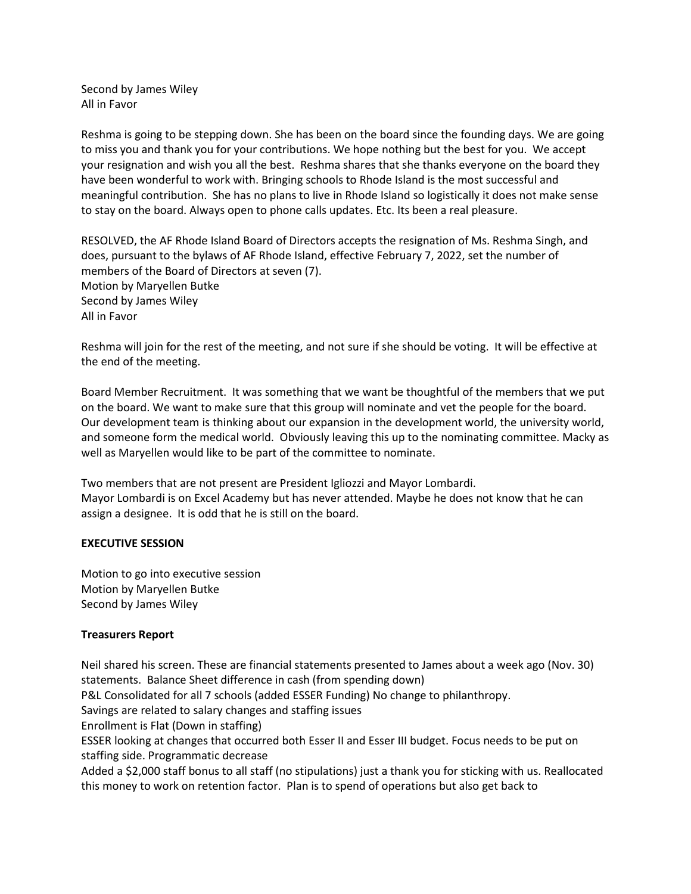Second by James Wiley
All in Favor

Reshma is going to be stepping down. She has been on the board since the founding days. We are going to miss you and thank you for your contributions. We hope nothing but the best for you. We accept your resignation and wish you all the best. Reshma shares that she thanks everyone on the board they have been wonderful to work with. Bringing schools to Rhode Island is the most successful and meaningful contribution. She has no plans to live in Rhode Island so logistically it does not make sense to stay on the board. Always open to phone calls updates. Etc. Its been a real pleasure.

RESOLVED, the AF Rhode Island Board of Directors accepts the resignation of Ms. Reshma Singh, and does, pursuant to the bylaws of AF Rhode Island, effective February 7, 2022, set the number of members of the Board of Directors at seven (7).
Motion by Maryellen Butke
Second by James Wiley
All in Favor

Reshma will join for the rest of the meeting, and not sure if she should be voting. It will be effective at the end of the meeting.

Board Member Recruitment. It was something that we want be thoughtful of the members that we put on the board. We want to make sure that this group will nominate and vet the people for the board. Our development team is thinking about our expansion in the development world, the university world, and someone form the medical world. Obviously leaving this up to the nominating committee. Macky as well as Maryellen would like to be part of the committee to nominate.

Two members that are not present are President Igliozzi and Mayor Lombardi.
Mayor Lombardi is on Excel Academy but has never attended. Maybe he does not know that he can assign a designee. It is odd that he is still on the board.

**EXECUTIVE SESSION**

Motion to go into executive session
Motion by Maryellen Butke
Second by James Wiley

**Treasurers Report**

Neil shared his screen. These are financial statements presented to James about a week ago (Nov. 30) statements. Balance Sheet difference in cash (from spending down)
P&L Consolidated for all 7 schools (added ESSER Funding) No change to philanthropy.
Savings are related to salary changes and staffing issues
Enrollment is Flat (Down in staffing)
ESSER looking at changes that occurred both Esser II and Esser III budget. Focus needs to be put on staffing side. Programmatic decrease
Added a $2,000 staff bonus to all staff (no stipulations) just a thank you for sticking with us. Reallocated this money to work on retention factor. Plan is to spend of operations but also get back to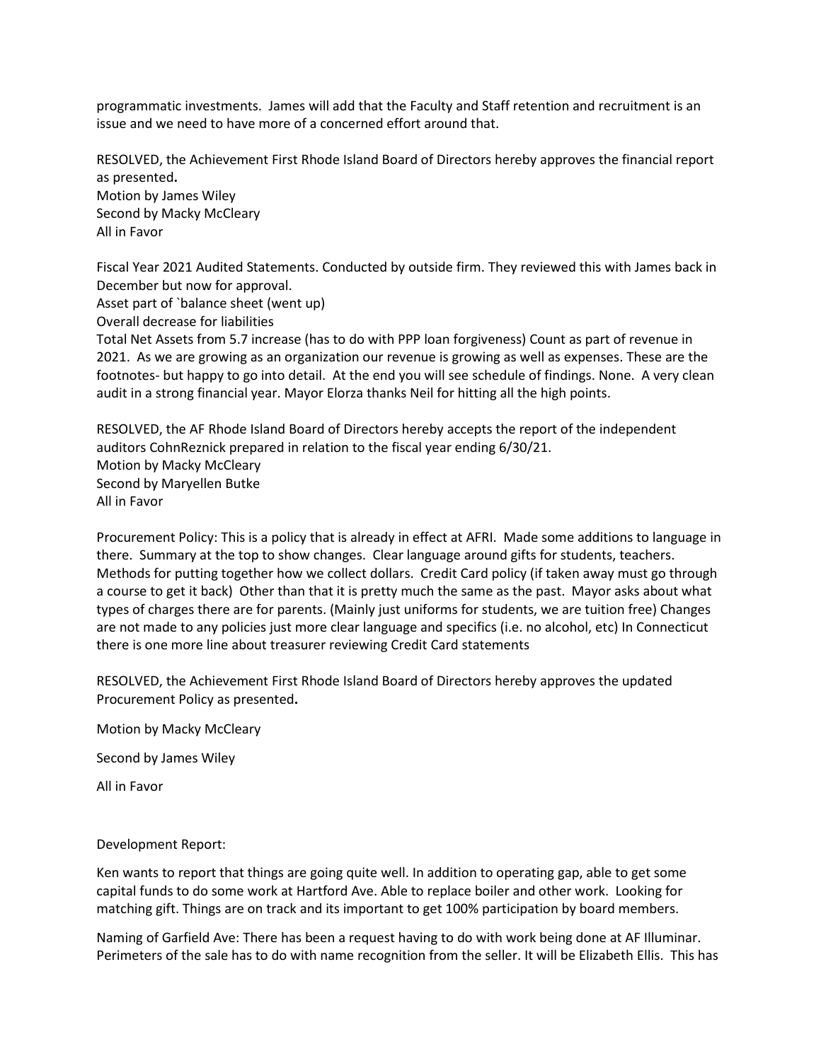programmatic investments. James will add that the Faculty and Staff retention and recruitment is an issue and we need to have more of a concerned effort around that.

RESOLVED, the Achievement First Rhode Island Board of Directors hereby approves the financial report as presented**.**
Motion by James Wiley
Second by Macky McCleary
All in Favor

Fiscal Year 2021 Audited Statements. Conducted by outside firm. They reviewed this with James back in December but now for approval.
Asset part of `balance sheet (went up)
Overall decrease for liabilities
Total Net Assets from 5.7 increase (has to do with PPP loan forgiveness) Count as part of revenue in 2021. As we are growing as an organization our revenue is growing as well as expenses. These are the footnotes- but happy to go into detail. At the end you will see schedule of findings. None. A very clean audit in a strong financial year. Mayor Elorza thanks Neil for hitting all the high points.

RESOLVED, the AF Rhode Island Board of Directors hereby accepts the report of the independent auditors CohnReznick prepared in relation to the fiscal year ending 6/30/21.
Motion by Macky McCleary
Second by Maryellen Butke
All in Favor

Procurement Policy: This is a policy that is already in effect at AFRI. Made some additions to language in there. Summary at the top to show changes. Clear language around gifts for students, teachers. Methods for putting together how we collect dollars. Credit Card policy (if taken away must go through a course to get it back) Other than that it is pretty much the same as the past. Mayor asks about what types of charges there are for parents. (Mainly just uniforms for students, we are tuition free) Changes are not made to any policies just more clear language and specifics (i.e. no alcohol, etc) In Connecticut there is one more line about treasurer reviewing Credit Card statements

RESOLVED, the Achievement First Rhode Island Board of Directors hereby approves the updated Procurement Policy as presented**.**

Motion by Macky McCleary

Second by James Wiley

All in Favor

Development Report:

Ken wants to report that things are going quite well. In addition to operating gap, able to get some capital funds to do some work at Hartford Ave. Able to replace boiler and other work. Looking for matching gift. Things are on track and its important to get 100% participation by board members.

Naming of Garfield Ave: There has been a request having to do with work being done at AF Illuminar. Perimeters of the sale has to do with name recognition from the seller. It will be Elizabeth Ellis. This has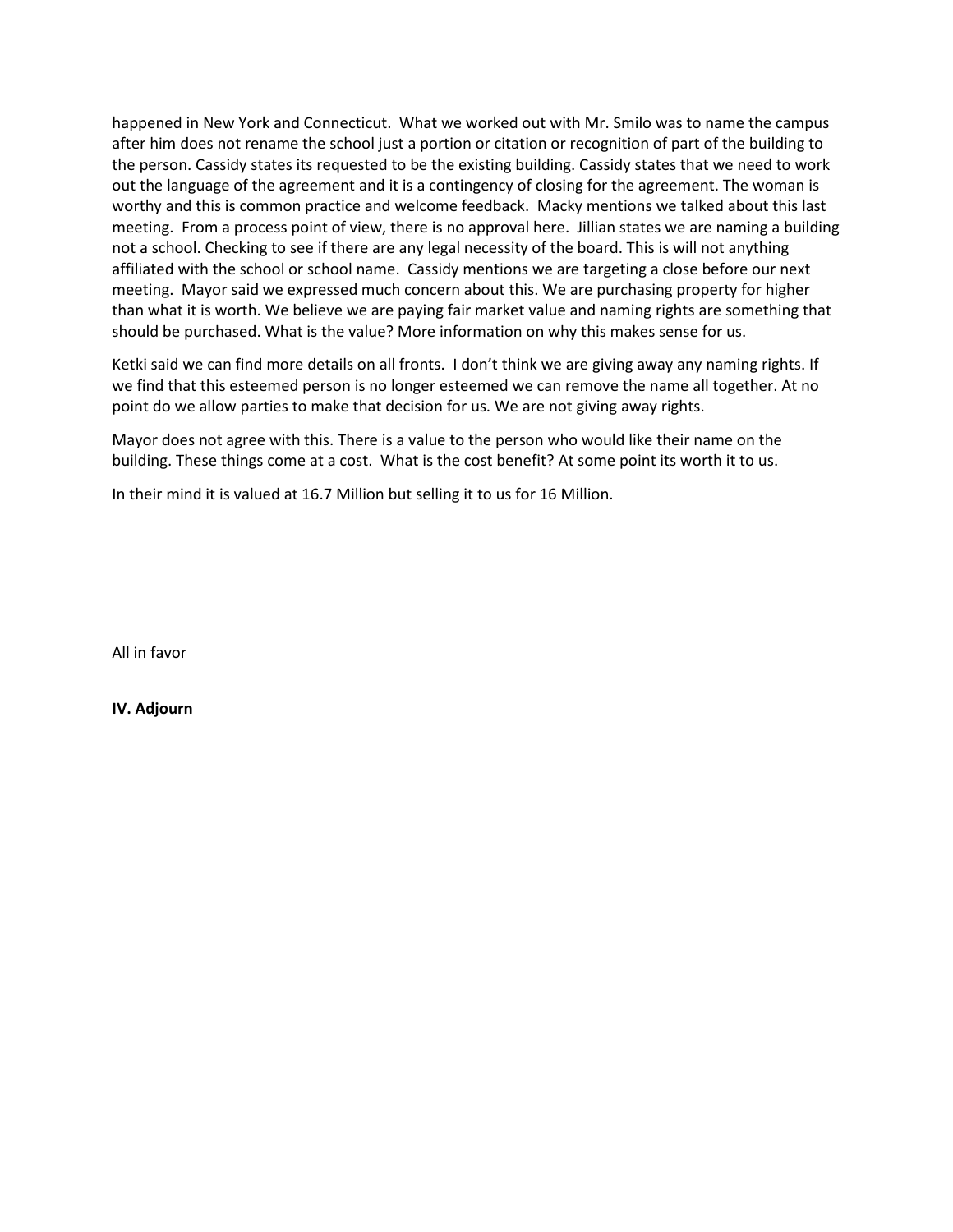happened in New York and Connecticut. What we worked out with Mr. Smilo was to name the campus after him does not rename the school just a portion or citation or recognition of part of the building to the person. Cassidy states its requested to be the existing building. Cassidy states that we need to work out the language of the agreement and it is a contingency of closing for the agreement. The woman is worthy and this is common practice and welcome feedback. Macky mentions we talked about this last meeting. From a process point of view, there is no approval here. Jillian states we are naming a building not a school. Checking to see if there are any legal necessity of the board. This is will not anything affiliated with the school or school name. Cassidy mentions we are targeting a close before our next meeting. Mayor said we expressed much concern about this. We are purchasing property for higher than what it is worth. We believe we are paying fair market value and naming rights are something that should be purchased. What is the value? More information on why this makes sense for us.

Ketki said we can find more details on all fronts. I don't think we are giving away any naming rights. If we find that this esteemed person is no longer esteemed we can remove the name all together. At no point do we allow parties to make that decision for us. We are not giving away rights.

Mayor does not agree with this. There is a value to the person who would like their name on the building. These things come at a cost. What is the cost benefit? At some point its worth it to us.

In their mind it is valued at 16.7 Million but selling it to us for 16 Million.

All in favor

**IV. Adjourn**